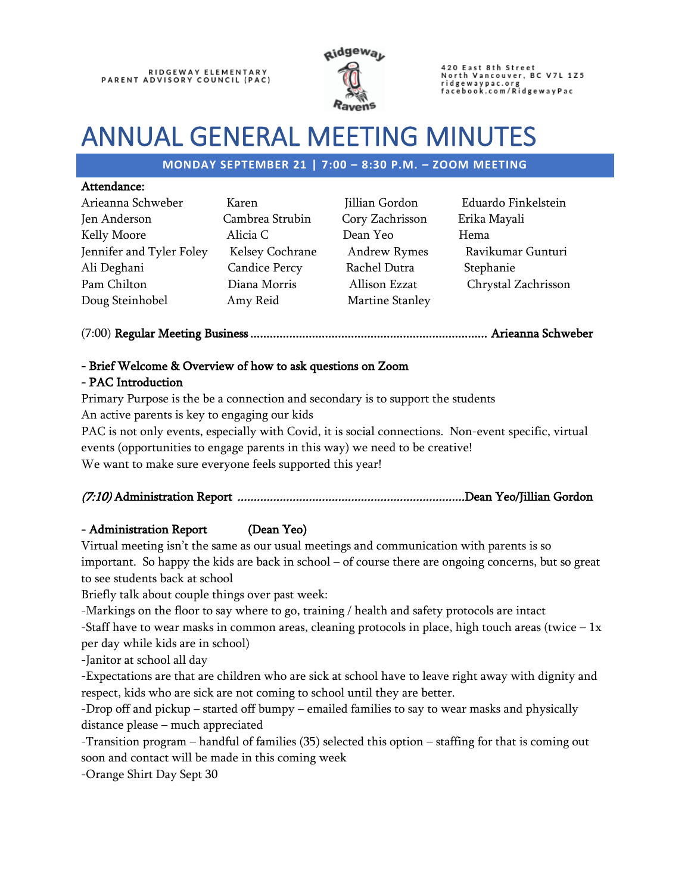RIDGEWAY ELEMENTARY
PARENT ADVISORY COUNCIL (PAC)

420 East 8th Street
North Vancouver, BC V7L 1Z5
ridgewaypac.org
facebook.com/RidgewayPac

# ANNUAL GENERAL MEETING MINUTES

**MONDAY SEPTEMBER 21 | 7:00 – 8:30 P.M. – ZOOM MEETING**

**Attendance:**

| | | | |
|---|---|---|---|
| Arieanna Schweber | Karen | Jillian Gordon | Eduardo Finkelstein |
| Jen Anderson | Cambrea Strubin | Cory Zachrisson | Erika Mayali |
| Kelly Moore | Alicia C | Dean Yeo | Hema |
| Jennifer and Tyler Foley | Kelsey Cochrane | Andrew Rymes | Ravikumar Gunturi |
| Ali Deghani | Candice Percy | Rachel Dutra | Stephanie |
| Pam Chilton | Diana Morris | Allison Ezzat | Chrystal Zachrisson |
| Doug Steinhobel | Amy Reid | Martine Stanley | |

(7:00) **Regular Meeting Business ........................................................................ Arieanna Schweber**

**- Brief Welcome & Overview of how to ask questions on Zoom**
**- PAC Introduction**

Primary Purpose is the be a connection and secondary is to support the students
An active parents is key to engaging our kids
PAC is not only events, especially with Covid, it is social connections. Non-event specific, virtual events (opportunities to engage parents in this way) we need to be creative!
We want to make sure everyone feels supported this year!

*(7:10)* **Administration Report ......................................................................Dean Yeo/Jillian Gordon**

**- Administration Report (Dean Yeo)**

Virtual meeting isn't the same as our usual meetings and communication with parents is so important. So happy the kids are back in school – of course there are ongoing concerns, but so great to see students back at school
Briefly talk about couple things over past week:
-Markings on the floor to say where to go, training / health and safety protocols are intact
-Staff have to wear masks in common areas, cleaning protocols in place, high touch areas (twice – 1x per day while kids are in school)
-Janitor at school all day
-Expectations are that are children who are sick at school have to leave right away with dignity and respect, kids who are sick are not coming to school until they are better.
-Drop off and pickup – started off bumpy – emailed families to say to wear masks and physically distance please – much appreciated
-Transition program – handful of families (35) selected this option – staffing for that is coming out soon and contact will be made in this coming week
-Orange Shirt Day Sept 30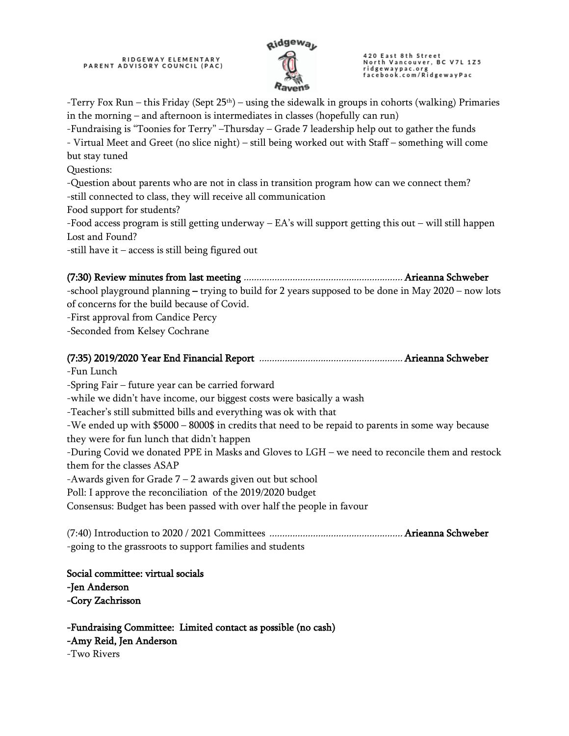-Terry Fox Run – this Friday (Sept 25th) – using the sidewalk in groups in cohorts (walking) Primaries in the morning – and afternoon is intermediates in classes (hopefully can run)

-Fundraising is "Toonies for Terry" –Thursday – Grade 7 leadership help out to gather the funds

- Virtual Meet and Greet (no slice night) – still being worked out with Staff – something will come but stay tuned

Questions:

-Question about parents who are not in class in transition program how can we connect them?

-still connected to class, they will receive all communication

Food support for students?

-Food access program is still getting underway – EA's will support getting this out – will still happen

Lost and Found?

-still have it – access is still being figured out

**(7:30) Review minutes from last meeting ............................................................ Arieanna Schweber**

-school playground planning – trying to build for 2 years supposed to be done in May 2020 – now lots of concerns for the build because of Covid.

-First approval from Candice Percy

-Seconded from Kelsey Cochrane

**(7:35) 2019/2020 Year End Financial Report ...................................................... Arieanna Schweber**

-Fun Lunch

-Spring Fair – future year can be carried forward

-while we didn't have income, our biggest costs were basically a wash

-Teacher's still submitted bills and everything was ok with that

-We ended up with $5000 – 8000$ in credits that need to be repaid to parents in some way because they were for fun lunch that didn't happen

-During Covid we donated PPE in Masks and Gloves to LGH – we need to reconcile them and restock them for the classes ASAP

-Awards given for Grade 7 – 2 awards given out but school

Poll: I approve the reconciliation of the 2019/2020 budget

Consensus: Budget has been passed with over half the people in favour

(7:40) Introduction to 2020 / 2021 Committees .................................................. **Arieanna Schweber**

-going to the grassroots to support families and students

**Social committee: virtual socials**
**-Jen Anderson**
**-Cory Zachrisson**

**-Fundraising Committee: Limited contact as possible (no cash)**
**-Amy Reid, Jen Anderson**
-Two Rivers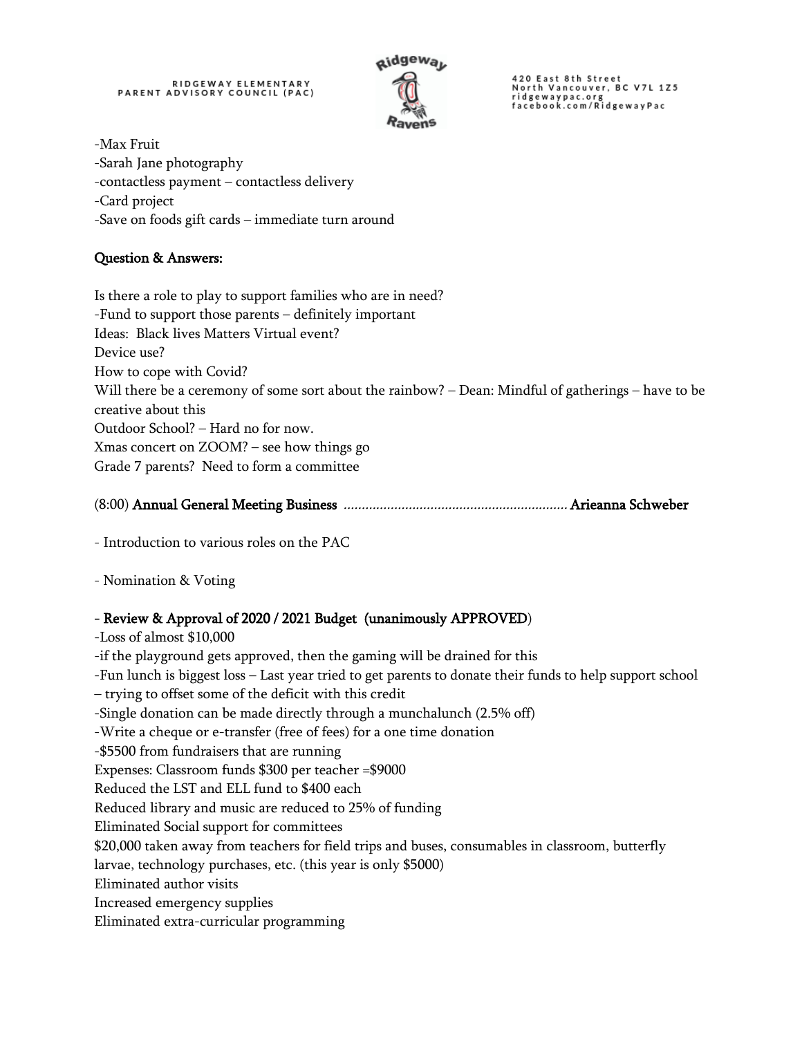-Max Fruit
-Sarah Jane photography
-contactless payment – contactless delivery
-Card project
-Save on foods gift cards – immediate turn around

**Question & Answers:**

Is there a role to play to support families who are in need?
-Fund to support those parents – definitely important
Ideas: Black lives Matters Virtual event?
Device use?
How to cope with Covid?
Will there be a ceremony of some sort about the rainbow? – Dean: Mindful of gatherings – have to be creative about this
Outdoor School? – Hard no for now.
Xmas concert on ZOOM? – see how things go
Grade 7 parents? Need to form a committee

(8:00) **Annual General Meeting Business** ............................................................. **Arieanna Schweber**

- Introduction to various roles on the PAC

- Nomination & Voting

**- Review & Approval of 2020 / 2021 Budget (unanimously APPROVED)**
-Loss of almost $10,000
-if the playground gets approved, then the gaming will be drained for this
-Fun lunch is biggest loss – Last year tried to get parents to donate their funds to help support school – trying to offset some of the deficit with this credit
-Single donation can be made directly through a munchalunch (2.5% off)
-Write a cheque or e-transfer (free of fees) for a one time donation
-$5500 from fundraisers that are running
Expenses: Classroom funds $300 per teacher =$9000
Reduced the LST and ELL fund to $400 each
Reduced library and music are reduced to 25% of funding
Eliminated Social support for committees
$20,000 taken away from teachers for field trips and buses, consumables in classroom, butterfly larvae, technology purchases, etc. (this year is only $5000)
Eliminated author visits
Increased emergency supplies
Eliminated extra-curricular programming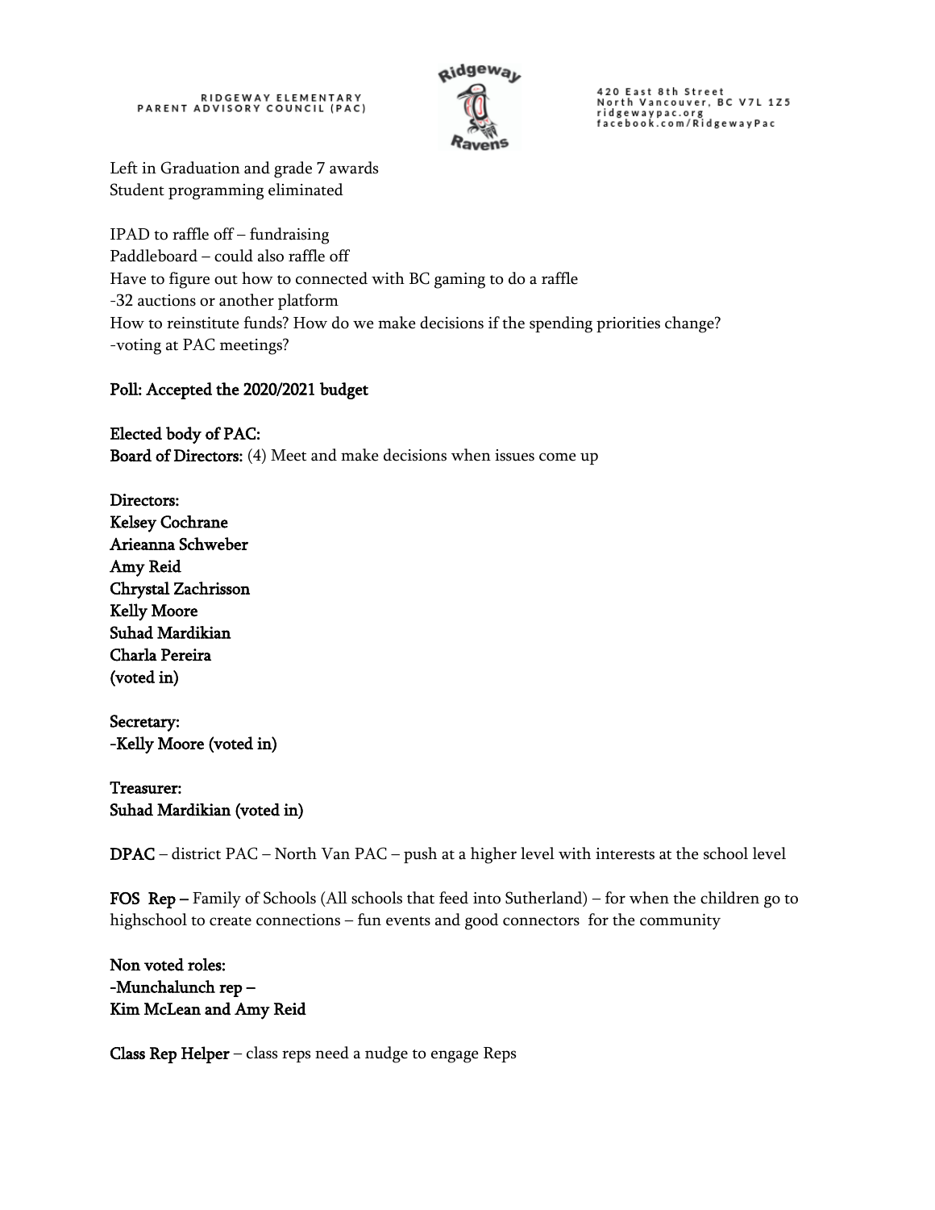Left in Graduation and grade 7 awards
Student programming eliminated

IPAD to raffle off – fundraising
Paddleboard – could also raffle off
Have to figure out how to connected with BC gaming to do a raffle
-32 auctions or another platform
How to reinstitute funds? How do we make decisions if the spending priorities change?
-voting at PAC meetings?

**Poll: Accepted the 2020/2021 budget**

**Elected body of PAC:**
**Board of Directors:** (4) Meet and make decisions when issues come up

**Directors:**
**Kelsey Cochrane**
**Arieanna Schweber**
**Amy Reid**
**Chrystal Zachrisson**
**Kelly Moore**
**Suhad Mardikian**
**Charla Pereira**
**(voted in)**

**Secretary:**
**-Kelly Moore (voted in)**

**Treasurer:**
**Suhad Mardikian (voted in)**

**DPAC** – district PAC – North Van PAC – push at a higher level with interests at the school level

**FOS Rep** – Family of Schools (All schools that feed into Sutherland) – for when the children go to highschool to create connections – fun events and good connectors for the community

**Non voted roles:**
**-Munchalunch rep –**
**Kim McLean and Amy Reid**

**Class Rep Helper** – class reps need a nudge to engage Reps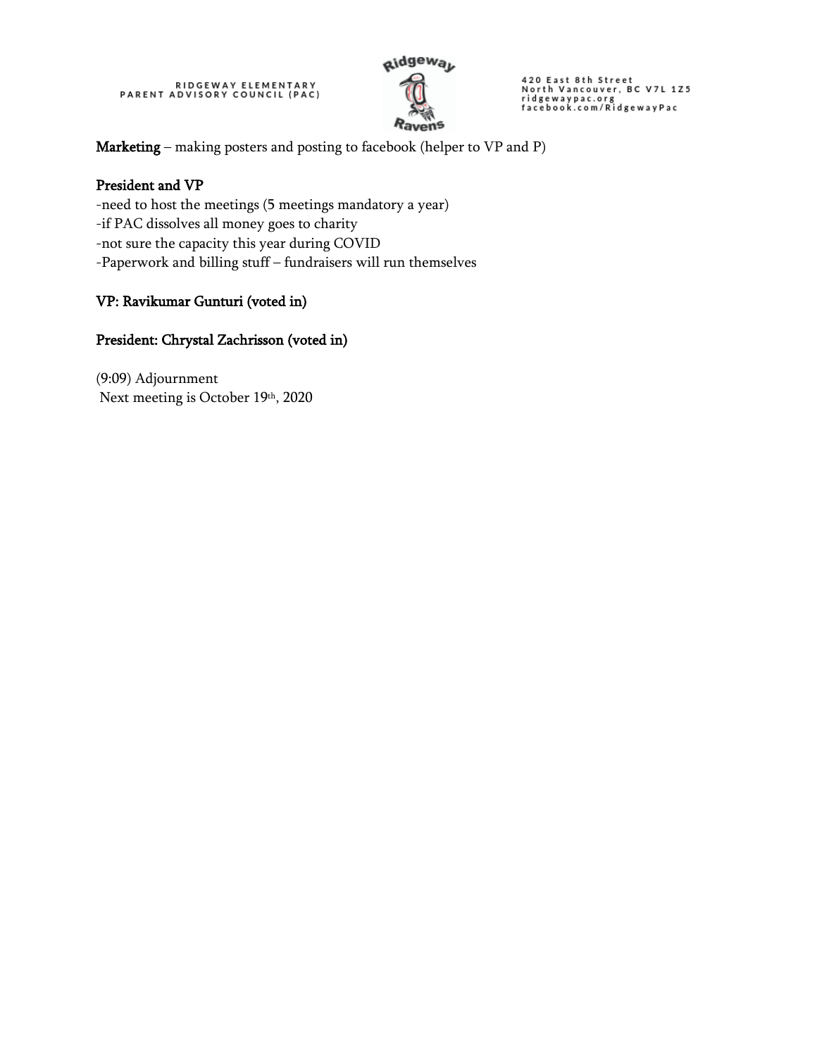**Marketing** – making posters and posting to facebook (helper to VP and P)

**President and VP**

-need to host the meetings (5 meetings mandatory a year)
-if PAC dissolves all money goes to charity
-not sure the capacity this year during COVID
-Paperwork and billing stuff – fundraisers will run themselves

**VP: Ravikumar Gunturi (voted in)**

**President: Chrystal Zachrisson (voted in)**

(9:09) Adjournment
Next meeting is October 19th, 2020